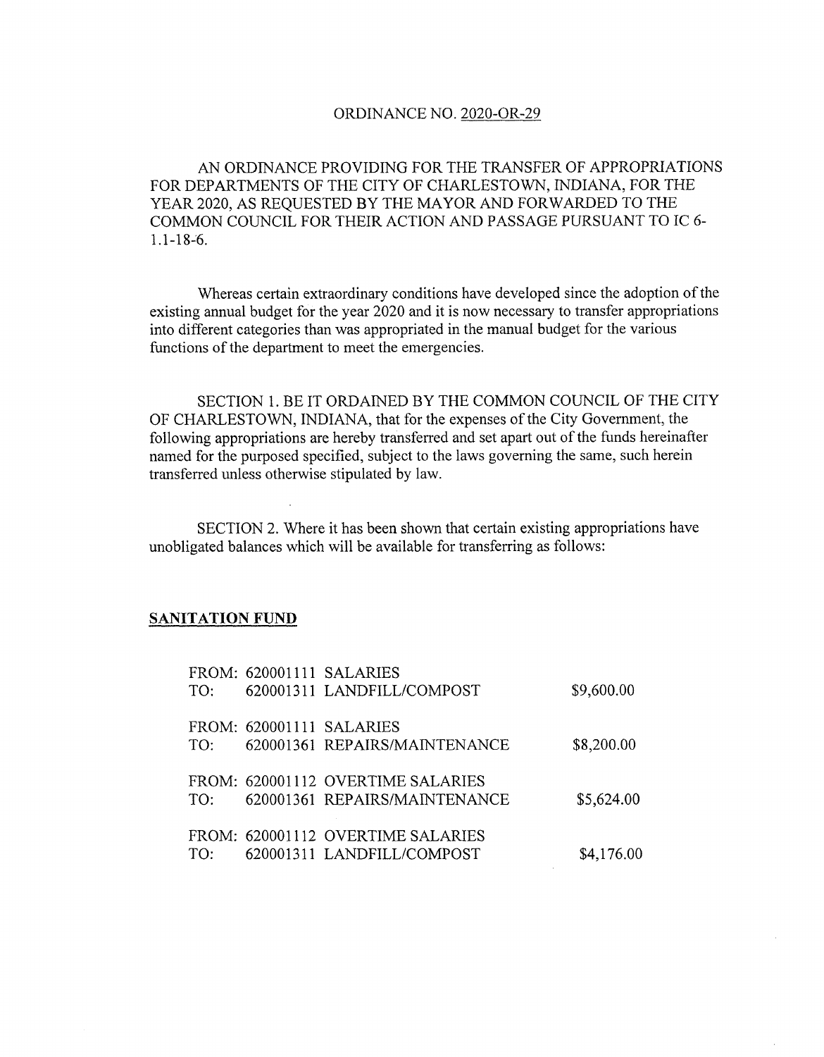ORDINANCE NO. 2020-OR-29

AN ORDINANCE PROVIDING FOR THE TRANSFER OF APPROPRIATIONS FOR DEPARTMENTS OF THE CITY OF CHARLESTOWN, INDIANA, FOR THE YEAR 2020, AS REQUESTED BY THE MAYOR AND FORWARDED TO THE COMMON COUNCIL FOR THEIR ACTION AND PASSAGE PURSUANT TO IC 6-1.1-18-6.

Whereas certain extraordinary conditions have developed since the adoption of the existing annual budget for the year 2020 and it is now necessary to transfer appropriations into different categories than was appropriated in the manual budget for the various functions of the department to meet the emergencies.

SECTION 1. BE IT ORDAINED BY THE COMMON COUNCIL OF THE CITY OF CHARLESTOWN, INDIANA, that for the expenses of the City Government, the following appropriations are hereby transferred and set apart out of the funds hereinafter named for the purposed specified, subject to the laws governing the same, such herein transferred unless otherwise stipulated by law.

SECTION 2. Where it has been shown that certain existing appropriations have unobligated balances which will be available for transferring as follows:

**SANITATION FUND**

FROM: 620001111 SALARIES
TO: 620001311 LANDFILL/COMPOST $9,600.00

FROM: 620001111 SALARIES
TO: 620001361 REPAIRS/MAINTENANCE $8,200.00

FROM: 620001112 OVERTIME SALARIES
TO: 620001361 REPAIRS/MAINTENANCE $5,624.00

FROM: 620001112 OVERTIME SALARIES
TO: 620001311 LANDFILL/COMPOST $4,176.00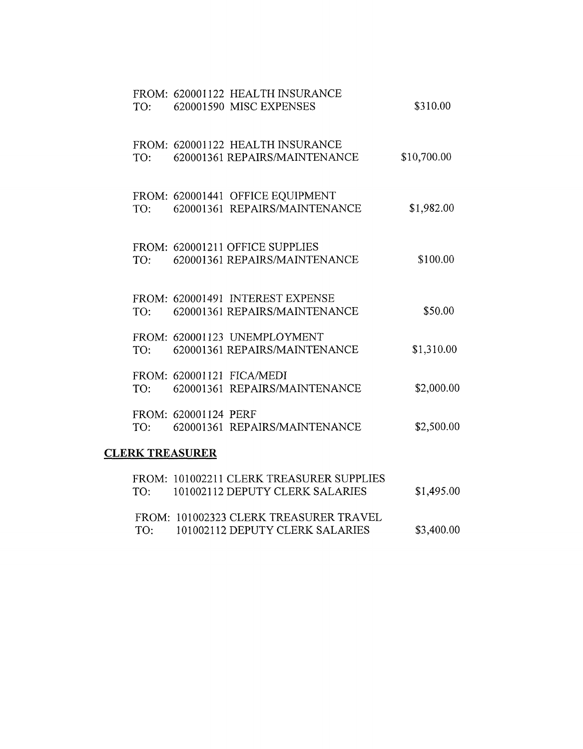FROM: 620001122 HEALTH INSURANCE
TO: 620001590 MISC EXPENSES $310.00

FROM: 620001122 HEALTH INSURANCE
TO: 620001361 REPAIRS/MAINTENANCE $10,700.00

FROM: 620001441 OFFICE EQUIPMENT
TO: 620001361 REPAIRS/MAINTENANCE $1,982.00

FROM: 620001211 OFFICE SUPPLIES
TO: 620001361 REPAIRS/MAINTENANCE $100.00

FROM: 620001491 INTEREST EXPENSE
TO: 620001361 REPAIRS/MAINTENANCE $50.00

FROM: 620001123 UNEMPLOYMENT
TO: 620001361 REPAIRS/MAINTENANCE $1,310.00

FROM: 620001121 FICA/MEDI
TO: 620001361 REPAIRS/MAINTENANCE $2,000.00

FROM: 620001124 PERF
TO: 620001361 REPAIRS/MAINTENANCE $2,500.00

**CLERK TREASURER**

FROM: 101002211 CLERK TREASURER SUPPLIES
TO: 101002112 DEPUTY CLERK SALARIES $1,495.00

FROM: 101002323 CLERK TREASURER TRAVEL
TO: 101002112 DEPUTY CLERK SALARIES $3,400.00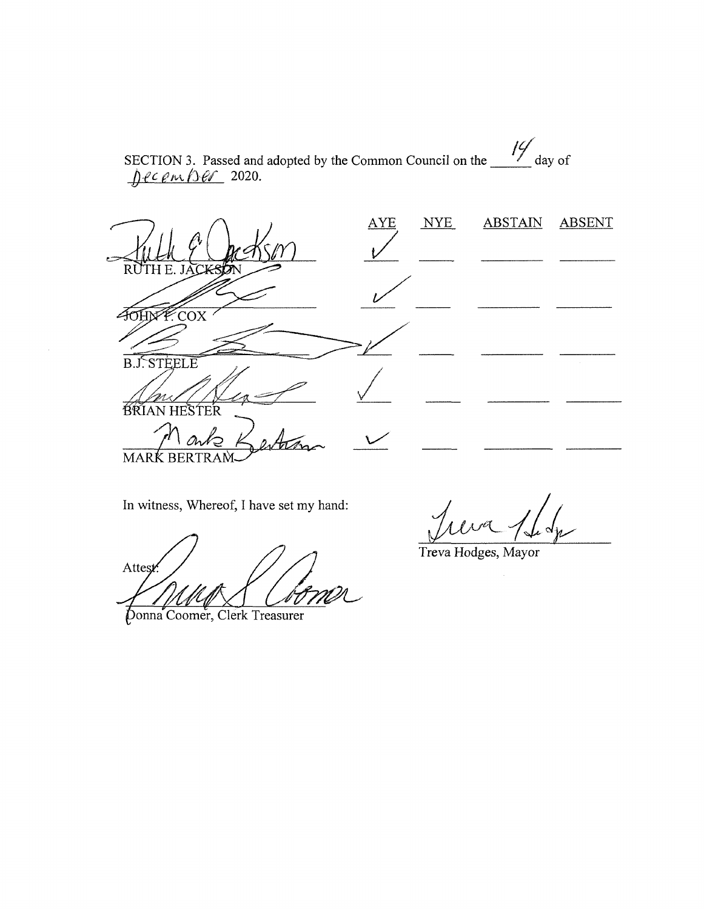SECTION 3. Passed and adopted by the Common Council on the 14 day of December 2020.

| | AYE | NYE | ABSTAIN | ABSENT |
|---|---|---|---|---|
| RUTH E. JACKSON | ✓ | | | |
| JOHN T. COX | ✓ | | | |
| B.J. STEELE | ✓ | | | |
| BRIAN HESTER | ✓ | | | |
| MARK BERTRAM | ✓ | | | |

In witness, Whereof, I have set my hand:

Treva Hodges, Mayor

Attest:

Donna Coomer, Clerk Treasurer